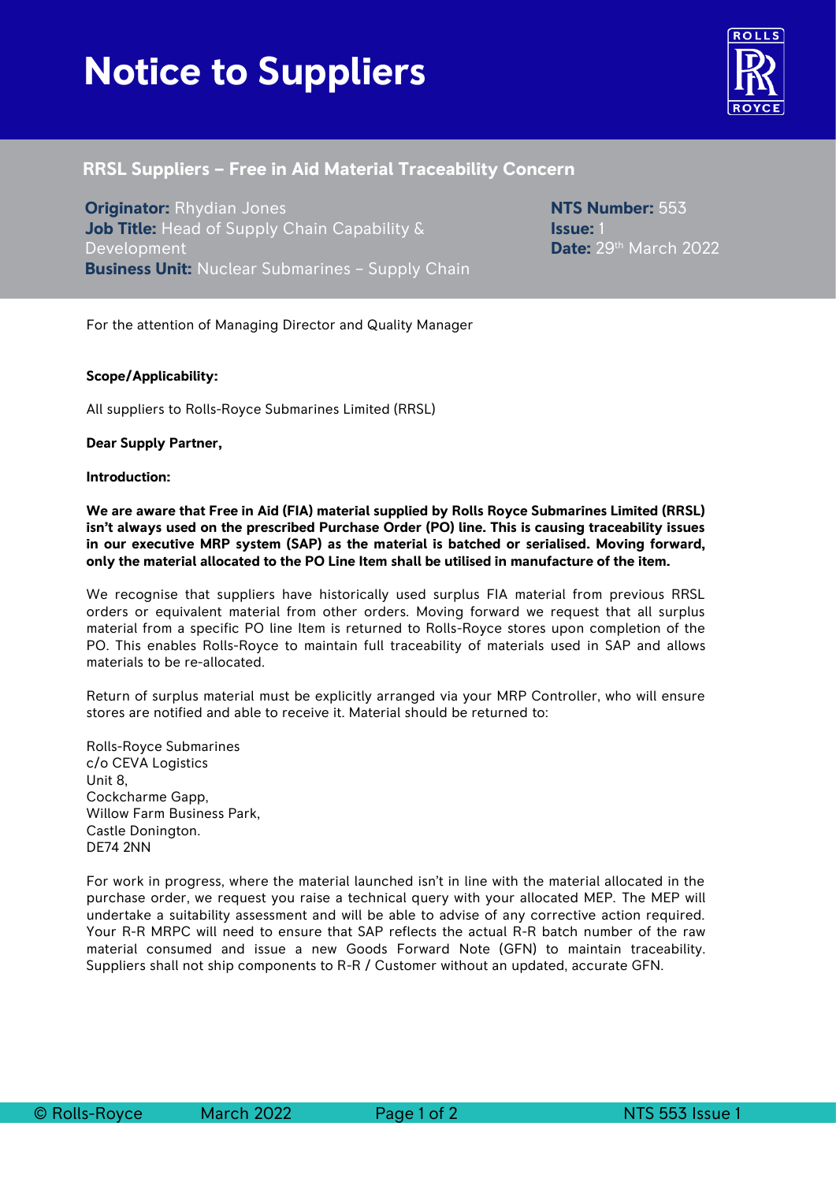# Notice to Suppliers

## RRSL Suppliers – Free in Aid Material Traceability Concern

**Originator:** Rhydian Jones
**Job Title:** Head of Supply Chain Capability & Development
**Business Unit:** Nuclear Submarines – Supply Chain

**NTS Number:** 553
**Issue:** 1
**Date:** 29th March 2022

For the attention of Managing Director and Quality Manager

**Scope/Applicability:**

All suppliers to Rolls-Royce Submarines Limited (RRSL)

**Dear Supply Partner,**

**Introduction:**

**We are aware that Free in Aid (FIA) material supplied by Rolls Royce Submarines Limited (RRSL) isn't always used on the prescribed Purchase Order (PO) line. This is causing traceability issues in our executive MRP system (SAP) as the material is batched or serialised. Moving forward, only the material allocated to the PO Line Item shall be utilised in manufacture of the item.**

We recognise that suppliers have historically used surplus FIA material from previous RRSL orders or equivalent material from other orders. Moving forward we request that all surplus material from a specific PO line Item is returned to Rolls-Royce stores upon completion of the PO. This enables Rolls-Royce to maintain full traceability of materials used in SAP and allows materials to be re-allocated.

Return of surplus material must be explicitly arranged via your MRP Controller, who will ensure stores are notified and able to receive it. Material should be returned to:

Rolls-Royce Submarines
c/o CEVA Logistics
Unit 8,
Cockcharme Gapp,
Willow Farm Business Park,
Castle Donington.
DE74 2NN

For work in progress, where the material launched isn't in line with the material allocated in the purchase order, we request you raise a technical query with your allocated MEP. The MEP will undertake a suitability assessment and will be able to advise of any corrective action required. Your R-R MRPC will need to ensure that SAP reflects the actual R-R batch number of the raw material consumed and issue a new Goods Forward Note (GFN) to maintain traceability. Suppliers shall not ship components to R-R / Customer without an updated, accurate GFN.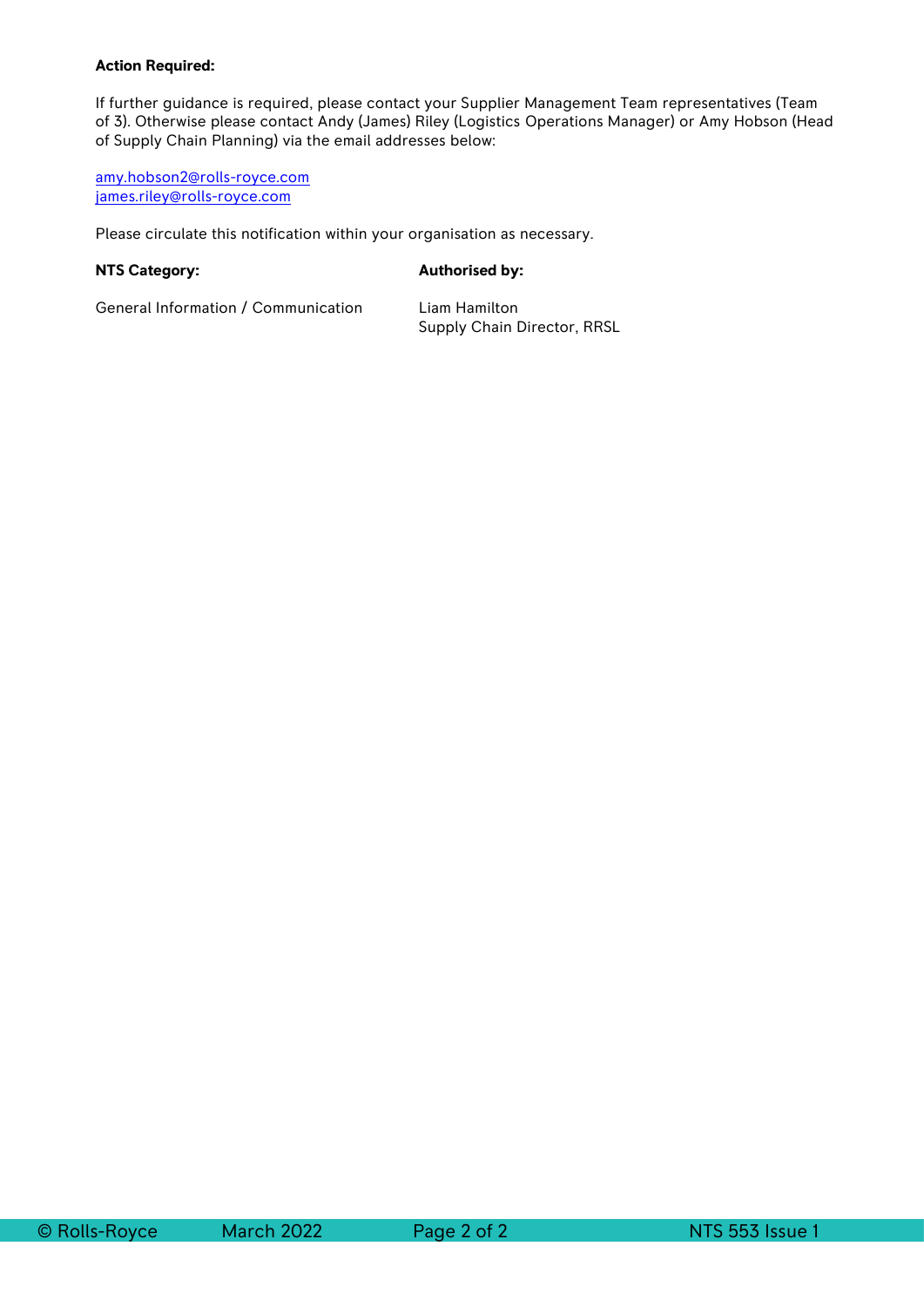**Action Required:**

If further guidance is required, please contact your Supplier Management Team representatives (Team of 3). Otherwise please contact Andy (James) Riley (Logistics Operations Manager) or Amy Hobson (Head of Supply Chain Planning) via the email addresses below:

amy.hobson2@rolls-royce.com
james.riley@rolls-royce.com

Please circulate this notification within your organisation as necessary.

| **NTS Category:** | **Authorised by:** |
| --- | --- |
| General Information / Communication | Liam Hamilton<br>Supply Chain Director, RRSL |